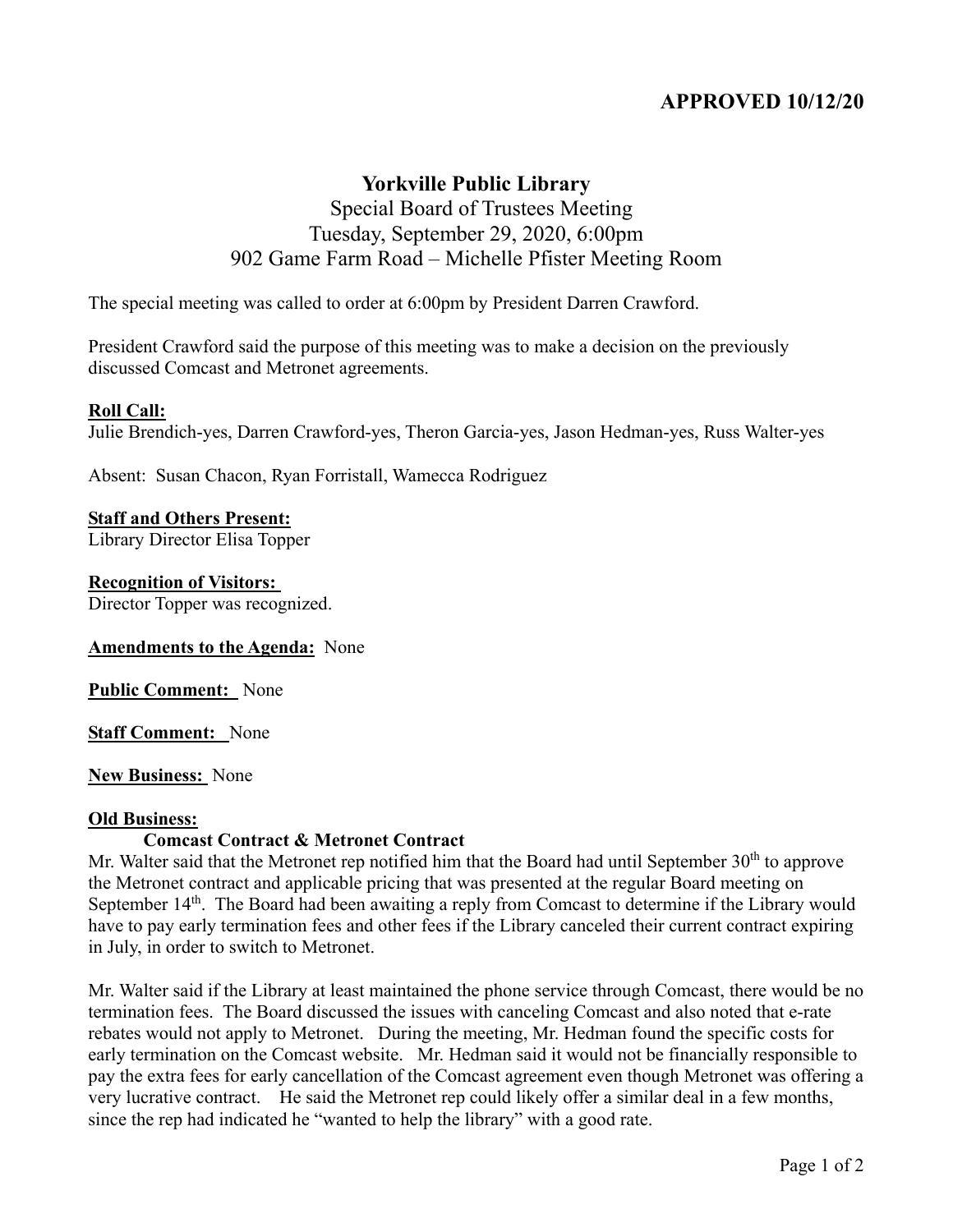**APPROVED 10/12/20**

# Yorkville Public Library

Special Board of Trustees Meeting
Tuesday, September 29, 2020, 6:00pm
902 Game Farm Road – Michelle Pfister Meeting Room

The special meeting was called to order at 6:00pm by President Darren Crawford.

President Crawford said the purpose of this meeting was to make a decision on the previously discussed Comcast and Metronet agreements.

**Roll Call:**
Julie Brendich-yes, Darren Crawford-yes, Theron Garcia-yes, Jason Hedman-yes, Russ Walter-yes

Absent: Susan Chacon, Ryan Forristall, Wamecca Rodriguez

**Staff and Others Present:**
Library Director Elisa Topper

**Recognition of Visitors:**
Director Topper was recognized.

**Amendments to the Agenda:** None

**Public Comment:** None

**Staff Comment:** None

**New Business:** None

**Old Business:**

**Comcast Contract & Metronet Contract**

Mr. Walter said that the Metronet rep notified him that the Board had until September 30th to approve the Metronet contract and applicable pricing that was presented at the regular Board meeting on September 14th. The Board had been awaiting a reply from Comcast to determine if the Library would have to pay early termination fees and other fees if the Library canceled their current contract expiring in July, in order to switch to Metronet.

Mr. Walter said if the Library at least maintained the phone service through Comcast, there would be no termination fees. The Board discussed the issues with canceling Comcast and also noted that e-rate rebates would not apply to Metronet. During the meeting, Mr. Hedman found the specific costs for early termination on the Comcast website. Mr. Hedman said it would not be financially responsible to pay the extra fees for early cancellation of the Comcast agreement even though Metronet was offering a very lucrative contract. He said the Metronet rep could likely offer a similar deal in a few months, since the rep had indicated he "wanted to help the library" with a good rate.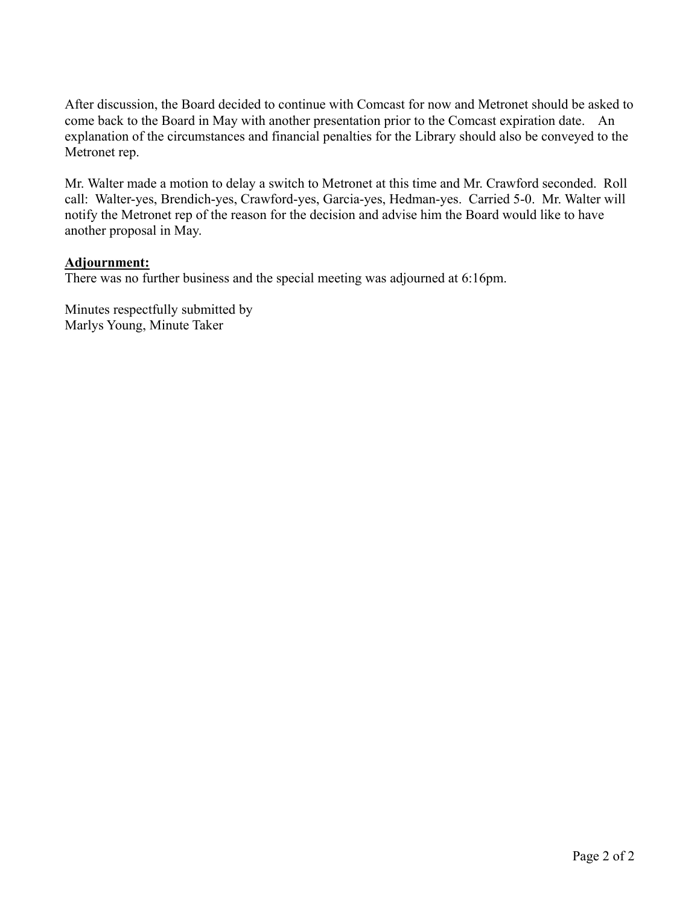After discussion, the Board decided to continue with Comcast for now and Metronet should be asked to come back to the Board in May with another presentation prior to the Comcast expiration date. An explanation of the circumstances and financial penalties for the Library should also be conveyed to the Metronet rep.

Mr. Walter made a motion to delay a switch to Metronet at this time and Mr. Crawford seconded. Roll call: Walter-yes, Brendich-yes, Crawford-yes, Garcia-yes, Hedman-yes. Carried 5-0. Mr. Walter will notify the Metronet rep of the reason for the decision and advise him the Board would like to have another proposal in May.

**Adjournment:**

There was no further business and the special meeting was adjourned at 6:16pm.

Minutes respectfully submitted by
Marlys Young, Minute Taker